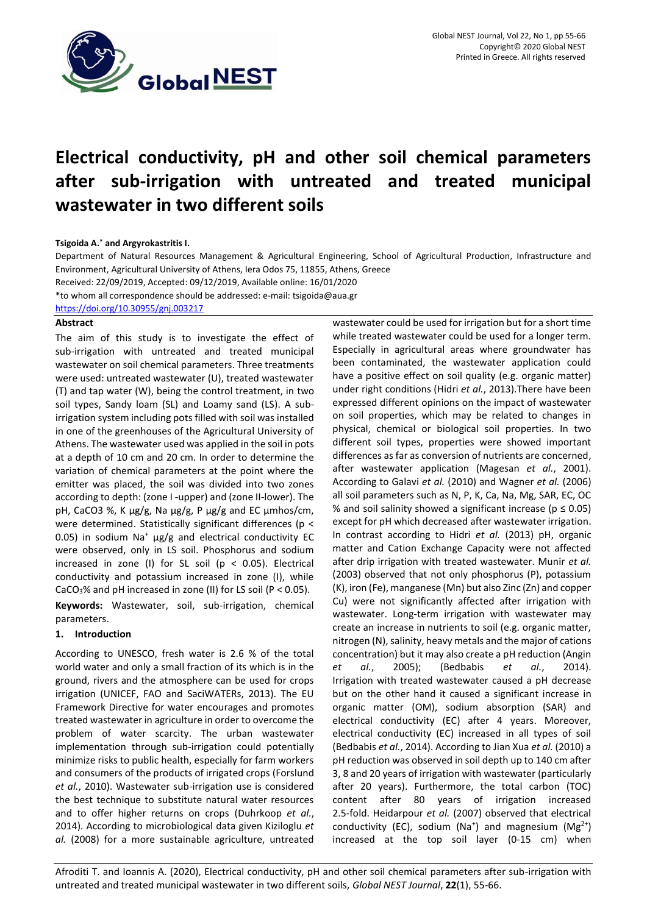# Electrical conductivity, pH and other soil chemical parameters after sub-irrigation with untreated and treated municipal wastewater in two different soils

**Tsigoida A.*** **and Argyrokastritis I.**

Department of Natural Resources Management & Agricultural Engineering, School of Agricultural Production, Infrastructure and Environment, Agricultural University of Athens, Iera Odos 75, 11855, Athens, Greece

Received: 22/09/2019, Accepted: 09/12/2019, Available online: 16/01/2020

*to whom all correspondence should be addressed: e-mail: tsigoida@aua.gr

https://doi.org/10.30955/gnj.003217

## Abstract

The aim of this study is to investigate the effect of sub-irrigation with untreated and treated municipal wastewater on soil chemical parameters. Three treatments were used: untreated wastewater (U), treated wastewater (T) and tap water (W), being the control treatment, in two soil types, Sandy loam (SL) and Loamy sand (LS). A sub-irrigation system including pots filled with soil was installed in one of the greenhouses of the Agricultural University of Athens. The wastewater used was applied in the soil in pots at a depth of 10 cm and 20 cm. In order to determine the variation of chemical parameters at the point where the emitter was placed, the soil was divided into two zones according to depth: (zone I -upper) and (zone II-lower). The pH, CaCO3 %, K μg/g, Na μg/g, P μg/g and EC μmhos/cm, were determined. Statistically significant differences ($p < 0.05$) in sodium $Na^+$ μg/g and electrical conductivity EC were observed, only in LS soil. Phosphorus and sodium increased in zone (I) for SL soil ($p < 0.05$). Electrical conductivity and potassium increased in zone (I), while $CaCO_3$% and pH increased in zone (II) for LS soil ($P < 0.05$).

**Keywords:** Wastewater, soil, sub-irrigation, chemical parameters.

## 1. Introduction

According to UNESCO, fresh water is 2.6 % of the total world water and only a small fraction of its which is in the ground, rivers and the atmosphere can be used for crops irrigation (UNICEF, FAO and SaciWATERs, 2013). The EU Framework Directive for water encourages and promotes treated wastewater in agriculture in order to overcome the problem of water scarcity. The urban wastewater implementation through sub-irrigation could potentially minimize risks to public health, especially for farm workers and consumers of the products of irrigated crops (Forslund *et al.*, 2010). Wastewater sub-irrigation use is considered the best technique to substitute natural water resources and to offer higher returns on crops (Duhrkoop *et al.*, 2014). According to microbiological data given Kiziloglu *et al.* (2008) for a more sustainable agriculture, untreated wastewater could be used for irrigation but for a short time while treated wastewater could be used for a longer term. Especially in agricultural areas where groundwater has been contaminated, the wastewater application could have a positive effect on soil quality (e.g. organic matter) under right conditions (Hidri *et al.*, 2013).There have been expressed different opinions on the impact of wastewater on soil properties, which may be related to changes in physical, chemical or biological soil properties. In two different soil types, properties were showed important differences as far as conversion of nutrients are concerned, after wastewater application (Magesan *et al.*, 2001). According to Galavi *et al.* (2010) and Wagner *et al.* (2006) all soil parameters such as N, P, K, Ca, Na, Mg, SAR, EC, OC % and soil salinity showed a significant increase ($p \leq 0.05$) except for pH which decreased after wastewater irrigation. In contrast according to Hidri *et al.* (2013) pH, organic matter and Cation Exchange Capacity were not affected after drip irrigation with treated wastewater. Munir *et al.* (2003) observed that not only phosphorus (P), potassium (K), iron (Fe), manganese (Mn) but also Zinc (Zn) and copper Cu) were not significantly affected after irrigation with wastewater. Long-term irrigation with wastewater may create an increase in nutrients to soil (e.g. organic matter, nitrogen (N), salinity, heavy metals and the major of cations concentration) but it may also create a pH reduction (Angin *et al.*, 2005); (Bedbabis *et al.*, 2014). Irrigation with treated wastewater caused a pH decrease but on the other hand it caused a significant increase in organic matter (OM), sodium absorption (SAR) and electrical conductivity (EC) after 4 years. Moreover, electrical conductivity (EC) increased in all types of soil (Bedbabis *et al.*, 2014). According to Jian Xua *et al.* (2010) a pH reduction was observed in soil depth up to 140 cm after 3, 8 and 20 years of irrigation with wastewater (particularly after 20 years). Furthermore, the total carbon (TOC) content after 80 years of irrigation increased 2.5-fold. Heidarpour *et al.* (2007) observed that electrical conductivity (EC), sodium ($Na^+$) and magnesium ($Mg^{2+}$) increased at the top soil layer (0-15 cm) when

Afroditi T. and Ioannis A. (2020), Electrical conductivity, pH and other soil chemical parameters after sub-irrigation with untreated and treated municipal wastewater in two different soils, *Global NEST Journal*, **22**(1), 55-66.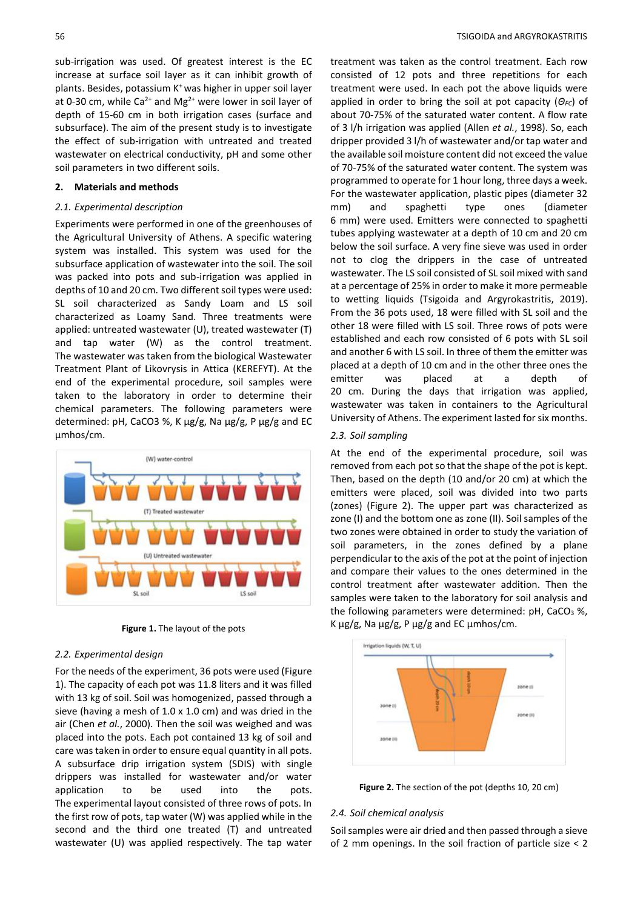sub-irrigation was used. Of greatest interest is the EC increase at surface soil layer as it can inhibit growth of plants. Besides, potassium $K^+$ was higher in upper soil layer at 0-30 cm, while $Ca^{2+}$ and $Mg^{2+}$ were lower in soil layer of depth of 15-60 cm in both irrigation cases (surface and subsurface). The aim of the present study is to investigate the effect of sub-irrigation with untreated and treated wastewater on electrical conductivity, pH and some other soil parameters in two different soils.

## 2. Materials and methods

### 2.1. Experimental description

Experiments were performed in one of the greenhouses of the Agricultural University of Athens. A specific watering system was installed. This system was used for the subsurface application of wastewater into the soil. The soil was packed into pots and sub-irrigation was applied in depths of 10 and 20 cm. Two different soil types were used: SL soil characterized as Sandy Loam and LS soil characterized as Loamy Sand. Three treatments were applied: untreated wastewater (U), treated wastewater (T) and tap water (W) as the control treatment. The wastewater was taken from the biological Wastewater Treatment Plant of Likovrysis in Attica (KEREFYT). At the end of the experimental procedure, soil samples were taken to the laboratory in order to determine their chemical parameters. The following parameters were determined: pH, CaCO3 %, K μg/g, Na μg/g, P μg/g and EC μmhos/cm.

**Figure 1.** The layout of the pots

### 2.2. Experimental design

For the needs of the experiment, 36 pots were used (Figure 1). The capacity of each pot was 11.8 liters and it was filled with 13 kg of soil. Soil was homogenized, passed through a sieve (having a mesh of 1.0 x 1.0 cm) and was dried in the air (Chen *et al.*, 2000). Then the soil was weighed and was placed into the pots. Each pot contained 13 kg of soil and care was taken in order to ensure equal quantity in all pots. A subsurface drip irrigation system (SDIS) with single drippers was installed for wastewater and/or water application to be used into the pots. The experimental layout consisted of three rows of pots. In the first row of pots, tap water (W) was applied while in the second and the third one treated (T) and untreated wastewater (U) was applied respectively. The tap water treatment was taken as the control treatment. Each row consisted of 12 pots and three repetitions for each treatment were used. In each pot the above liquids were applied in order to bring the soil at pot capacity ($\Theta_{FC}$) of about 70-75% of the saturated water content. A flow rate of 3 l/h irrigation was applied (Allen *et al.*, 1998). So, each dripper provided 3 l/h of wastewater and/or tap water and the available soil moisture content did not exceed the value of 70-75% of the saturated water content. The system was programmed to operate for 1 hour long, three days a week. For the wastewater application, plastic pipes (diameter 32 mm) and spaghetti type ones (diameter 6 mm) were used. Emitters were connected to spaghetti tubes applying wastewater at a depth of 10 cm and 20 cm below the soil surface. A very fine sieve was used in order not to clog the drippers in the case of untreated wastewater. The LS soil consisted of SL soil mixed with sand at a percentage of 25% in order to make it more permeable to wetting liquids (Tsigoida and Argyrokastritis, 2019). From the 36 pots used, 18 were filled with SL soil and the other 18 were filled with LS soil. Three rows of pots were established and each row consisted of 6 pots with SL soil and another 6 with LS soil. In three of them the emitter was placed at a depth of 10 cm and in the other three ones the emitter was placed at a depth of 20 cm. During the days that irrigation was applied, wastewater was taken in containers to the Agricultural University of Athens. The experiment lasted for six months.

### 2.3. Soil sampling

At the end of the experimental procedure, soil was removed from each pot so that the shape of the pot is kept. Then, based on the depth (10 and/or 20 cm) at which the emitters were placed, soil was divided into two parts (zones) (Figure 2). The upper part was characterized as zone (I) and the bottom one as zone (II). Soil samples of the two zones were obtained in order to study the variation of soil parameters, in the zones defined by a plane perpendicular to the axis of the pot at the point of injection and compare their values to the ones determined in the control treatment after wastewater addition. Then the samples were taken to the laboratory for soil analysis and the following parameters were determined: pH, $CaCO_3$ %, K μg/g, Na μg/g, P μg/g and EC μmhos/cm.

**Figure 2.** The section of the pot (depths 10, 20 cm)

### 2.4. Soil chemical analysis

Soil samples were air dried and then passed through a sieve of 2 mm openings. In the soil fraction of particle size < 2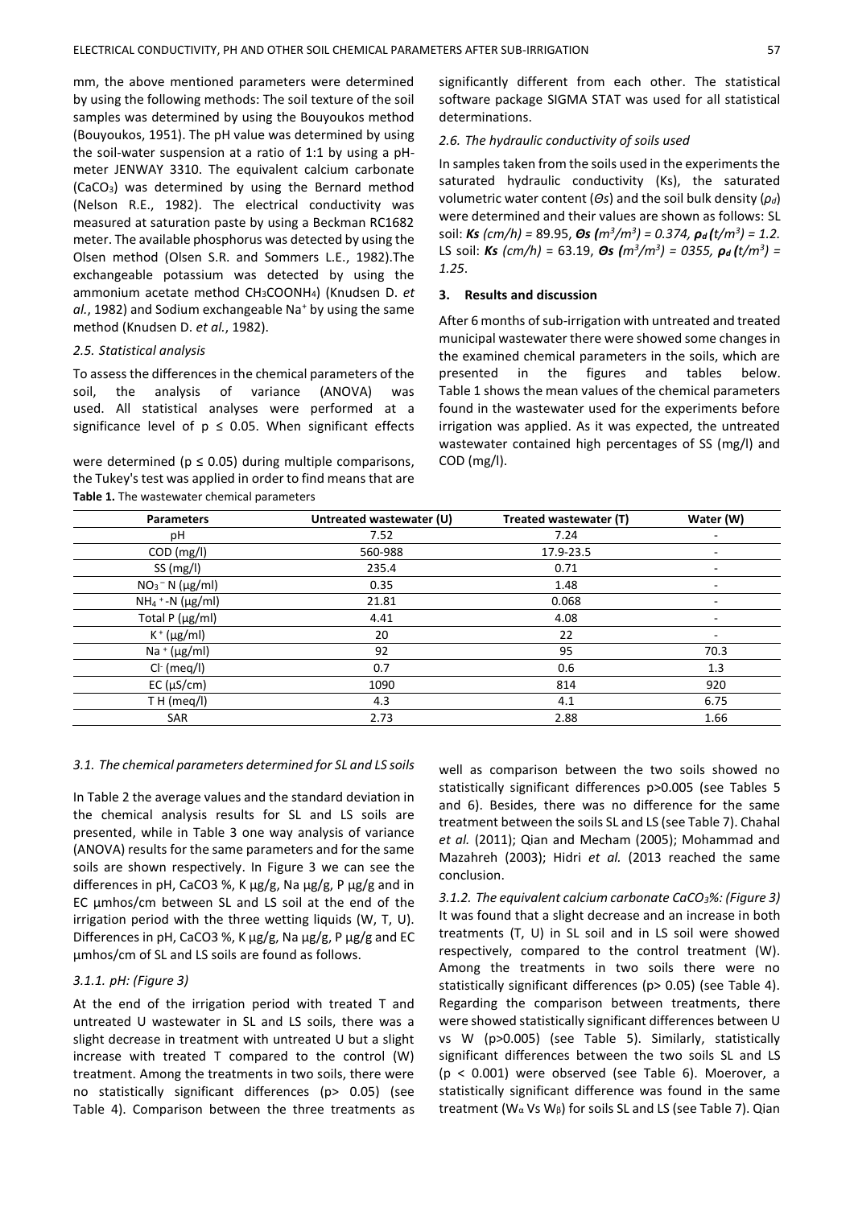mm, the above mentioned parameters were determined by using the following methods: The soil texture of the soil samples was determined by using the Bouyoukos method (Bouyoukos, 1951). The pH value was determined by using the soil-water suspension at a ratio of 1:1 by using a pH-meter JENWAY 3310. The equivalent calcium carbonate ($CaCO_3$) was determined by using the Bernard method (Nelson R.E., 1982). The electrical conductivity was measured at saturation paste by using a Beckman RC1682 meter. The available phosphorus was detected by using the Olsen method (Olsen S.R. and Sommers L.E., 1982).The exchangeable potassium was detected by using the ammonium acetate method $CH_3COONH_4$) (Knudsen D. *et al.*, 1982) and Sodium exchangeable $Na^+$ by using the same method (Knudsen D. *et al.*, 1982).

### *2.5. Statistical analysis*

To assess the differences in the chemical parameters of the soil, the analysis of variance (ANOVA) was used. All statistical analyses were performed at a significance level of $p \leq 0.05$. When significant effects were determined ($p \leq 0.05$) during multiple comparisons, the Tukey's test was applied in order to find means that are significantly different from each other. The statistical software package SIGMA STAT was used for all statistical determinations.

### *2.6. The hydraulic conductivity of soils used*

In samples taken from the soils used in the experiments the saturated hydraulic conductivity (Ks), the saturated volumetric water content ($\Theta s$) and the soil bulk density ($\rho_d$) were determined and their values are shown as follows: SL soil: ***Ks** (cm/h)* = 89.95, $\boldsymbol{\Theta s}$ $(m^3/m^3) = 0.374$, $\boldsymbol{\rho_d}$ $(t/m^3) = 1.2$. LS soil: ***Ks** (cm/h)* = 63.19, $\boldsymbol{\Theta s}$ $(m^3/m^3) = 0355$, $\boldsymbol{\rho_d}$ $(t/m^3) = 1.25$.

## 3. Results and discussion

After 6 months of sub-irrigation with untreated and treated municipal wastewater there were showed some changes in the examined chemical parameters in the soils, which are presented in the figures and tables below. Table 1 shows the mean values of the chemical parameters found in the wastewater used for the experiments before irrigation was applied. As it was expected, the untreated wastewater contained high percentages of SS (mg/l) and COD (mg/l).

**Table 1.** The wastewater chemical parameters

| Parameters | Untreated wastewater (U) | Treated wastewater (T) | Water (W) |
|---|---|---|---|
| pH | 7.52 | 7.24 | - |
| COD (mg/l) | 560-988 | 17.9-23.5 | - |
| SS (mg/l) | 235.4 | 0.71 | - |
| $NO_3^-$ N (μg/ml) | 0.35 | 1.48 | - |
| $NH_4^+$-N (μg/ml) | 21.81 | 0.068 | - |
| Total P (μg/ml) | 4.41 | 4.08 | - |
| $K^+$ (μg/ml) | 20 | 22 | - |
| $Na^+$ (μg/ml) | 92 | 95 | 70.3 |
| $Cl^-$ (meq/l) | 0.7 | 0.6 | 1.3 |
| EC (μS/cm) | 1090 | 814 | 920 |
| T H (meq/l) | 4.3 | 4.1 | 6.75 |
| SAR | 2.73 | 2.88 | 1.66 |

### *3.1. The chemical parameters determined for SL and LS soils*

In Table 2 the average values and the standard deviation in the chemical analysis results for SL and LS soils are presented, while in Table 3 one way analysis of variance (ANOVA) results for the same parameters and for the same soils are shown respectively. In Figure 3 we can see the differences in pH, CaCO3 %, K μg/g, Na μg/g, P μg/g and in EC μmhos/cm between SL and LS soil at the end of the irrigation period with the three wetting liquids (W, T, U). Differences in pH, CaCO3 %, K μg/g, Na μg/g, P μg/g and EC μmhos/cm of SL and LS soils are found as follows.

#### *3.1.1. pH: (Figure 3)*

At the end of the irrigation period with treated T and untreated U wastewater in SL and LS soils, there was a slight decrease in treatment with untreated U but a slight increase with treated T compared to the control (W) treatment. Among the treatments in two soils, there were no statistically significant differences ($p > 0.05$) (see Table 4). Comparison between the three treatments as well as comparison between the two soils showed no statistically significant differences $p > 0.005$ (see Tables 5 and 6). Besides, there was no difference for the same treatment between the soils SL and LS (see Table 7). Chahal *et al.* (2011); Qian and Mecham (2005); Mohammad and Mazahreh (2003); Hidri *et al.* (2013 reached the same conclusion.

*3.1.2. The equivalent calcium carbonate $CaCO_3$%: (Figure 3)* It was found that a slight decrease and an increase in both treatments (T, U) in SL soil and in LS soil were showed respectively, compared to the control treatment (W). Among the treatments in two soils there were no statistically significant differences ($p > 0.05$) (see Table 4). Regarding the comparison between treatments, there were showed statistically significant differences between U vs W ($p > 0.005$) (see Table 5). Similarly, statistically significant differences between the two soils SL and LS ($p < 0.001$) were observed (see Table 6). Moerover, a statistically significant difference was found in the same treatment ($W_\alpha$ Vs $W_\beta$) for soils SL and LS (see Table 7). Qian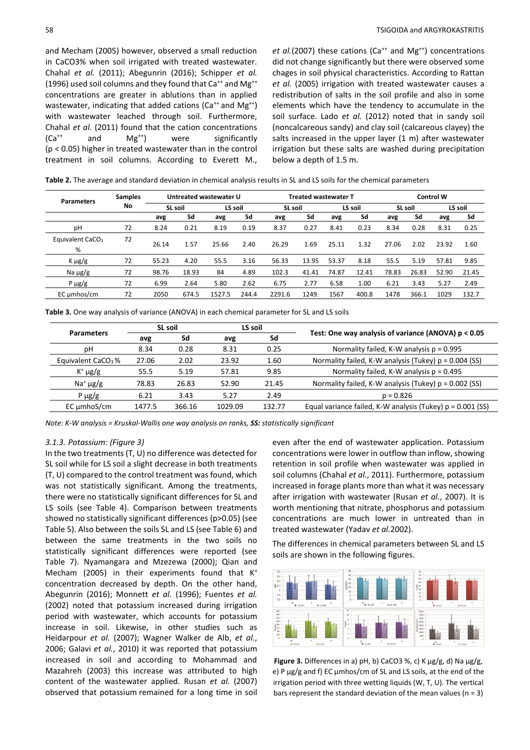and Mecham (2005) however, observed a small reduction in CaCO3% when soil irrigated with treated wastewater. Chahal *et al.* (2011); Abegunrin (2016); Schipper *et al.* (1996) used soil columns and they found that $Ca^{++}$ and $Mg^{++}$ concentrations are greater in ablutions than in applied wastewater, indicating that added cations ($Ca^{++}$ and $Mg^{++}$) with wastewater leached through soil. Furthermore, Chahal *et al.* (2011) found that the cation concentrations ($Ca^{++}$ and $Mg^{++}$) were significantly ($p < 0.05$) higher in treated wastewater than in the control treatment in soil columns. According to Everett M., *et al.*(2007) these cations ($Ca^{++}$ and $Mg^{++}$) concentrations did not change significantly but there were observed some chages in soil physical characteristics. According to Rattan *et al.* (2005) irrigation with treated wastewater causes a redistribution of salts in the soil profile and also in some elements which have the tendency to accumulate in the soil surface. Lado *et al.* (2012) noted that in sandy soil (noncalcareous sandy) and clay soil (calcareous clayey) the salts increased in the upper layer (1 m) after wastewater irrigation but these salts are washed during precipitation below a depth of 1.5 m.

**Table 2.** The average and standard deviation in chemical analysis results in SL and LS soils for the chemical parameters

| Parameters | Samples No | Untreated wastewater U | | | | Treated wastewater T | | | | Control W | | | |
|---|---|---|---|---|---|---|---|---|---|---|---|---|---|
| | | SL soil | | LS soil | | SL soil | | LS soil | | SL soil | | LS soil | |
| | | avg | Sd | avg | Sd | avg | Sd | avg | Sd | avg | Sd | avg | Sd |
| pH | 72 | 8.24 | 0.21 | 8.19 | 0.19 | 8.37 | 0.27 | 8.41 | 0.23 | 8.34 | 0.28 | 8.31 | 0.25 |
| Equivalent $CaCO_3$ % | 72 | 26.14 | 1.57 | 25.66 | 2.40 | 26.29 | 1.69 | 25.11 | 1.32 | 27.06 | 2.02 | 23.92 | 1.60 |
| K μg/g | 72 | 55.23 | 4.20 | 55.5 | 3.16 | 56.33 | 13.95 | 53.37 | 8.18 | 55.5 | 5.19 | 57.81 | 9.85 |
| Na μg/g | 72 | 98.76 | 18.93 | 84 | 4.89 | 102.3 | 41.41 | 74.87 | 12.41 | 78.83 | 26.83 | 52.90 | 21.45 |
| P μg/g | 72 | 6.99 | 2.64 | 5.80 | 2.62 | 6.75 | 2.77 | 6.58 | 1.00 | 6.21 | 3.43 | 5.27 | 2.49 |
| EC μmhos/cm | 72 | 2050 | 674.5 | 1527.5 | 244.4 | 2291.6 | 1249. | 1567 | 400.8 | 1478 | 366.1 | 1029 | 132.7 |

**Table 3.** One way analysis of variance (ANOVA) in each chemical parameter for SL and LS soils

| Parameters | SL soil | | LS soil | | Test: One way analysis of variance (ANOVA) $p < 0.05$ |
|---|---|---|---|---|---|
| | avg | Sd | avg | Sd | |
| pH | 8.34 | 0.28 | 8.31 | 0.25 | Normality failed, K-W analysis $p = 0.995$ |
| Equivalent $CaCO_3$ % | 27.06 | 2.02 | 23.92 | 1.60 | Normality failed, K-W analysis (Tukey) $p = 0.004$ (SS) |
| $K^+$ μg/g | 55.5 | 5.19 | 57.81 | 9.85 | Normality failed, K-W analysis $p = 0.495$ |
| $Na^+$ μg/g | 78.83 | 26.83 | 52.90 | 21.45 | Normality failed, K-W analysis (Tukey) $p = 0.002$ (SS) |
| P μg/g | 6.21 | 3.43 | 5.27 | 2.49 | $p = 0.826$ |
| EC μmhoS/cm | 1477.5 | 366.16 | 1029.09 | 132.77 | Equal variance failed, K-W analysis (Tukey) $p = 0.001$ (SS) |

*Note: K-W analysis = Kruskal-Wallis one way analysis on ranks,* ***SS:*** *statistically significant*

#### *3.1.3. Potassium: (Figure 3)*

In the two treatments (T, U) no difference was detected for SL soil while for LS soil a slight decrease in both treatments (T, U) compared to the control treatment was found, which was not statistically significant. Among the treatments, there were no statistically significant differences for SL and LS soils (see Table 4). Comparison between treatments showed no statistically significant differences (p>0.05) (see Table 5). Also between the soils SL and LS (see Table 6) and between the same treatments in the two soils no statistically significant differences were reported (see Table 7). Nyamangara and Mzezewa (2000); Qian and Mecham (2005) in their experiments found that $K^+$ concentration decreased by depth. On the other hand, Abegunrin (2016); Monnett *et al.* (1996); Fuentes *et al.* (2002) noted that potassium increased during irrigation period with wastewater, which accounts for potassium increase in soil. Likewise, in other studies such as Heidarpour *et al.* (2007); Wagner Walker de Alb, *et al.*, 2006; Galavi *et al.*, 2010) it was reported that potassium increased in soil and according to Mohammad and Mazahreh (2003) this increase was attributed to high content of the wastewater applied. Rusan *et al.* (2007) observed that potassium remained for a long time in soil even after the end of wastewater application. Potassium concentrations were lower in outflow than inflow, showing retention in soil profile when wastewater was applied in soil columns (Chahal *et al.*, 2011). Furthermore, potassium increased in forage plants more than what it was necessary after irrigation with wastewater (Rusan *et al.*, 2007). It is worth mentioning that nitrate, phosphorus and potassium concentrations are much lower in untreated than in treated wastewater (Yadav *et al.*2002).

The differences in chemical parameters between SL and LS soils are shown in the following figures.

**Figure 3.** Differences in a) pH, b) CaCO3 %, c) K μg/g, d) Na μg/g, e) P μg/g and f) EC μmhos/cm of SL and LS soils, at the end of the irrigation period with three wetting liquids (W, T, U). The vertical bars represent the standard deviation of the mean values (n = 3)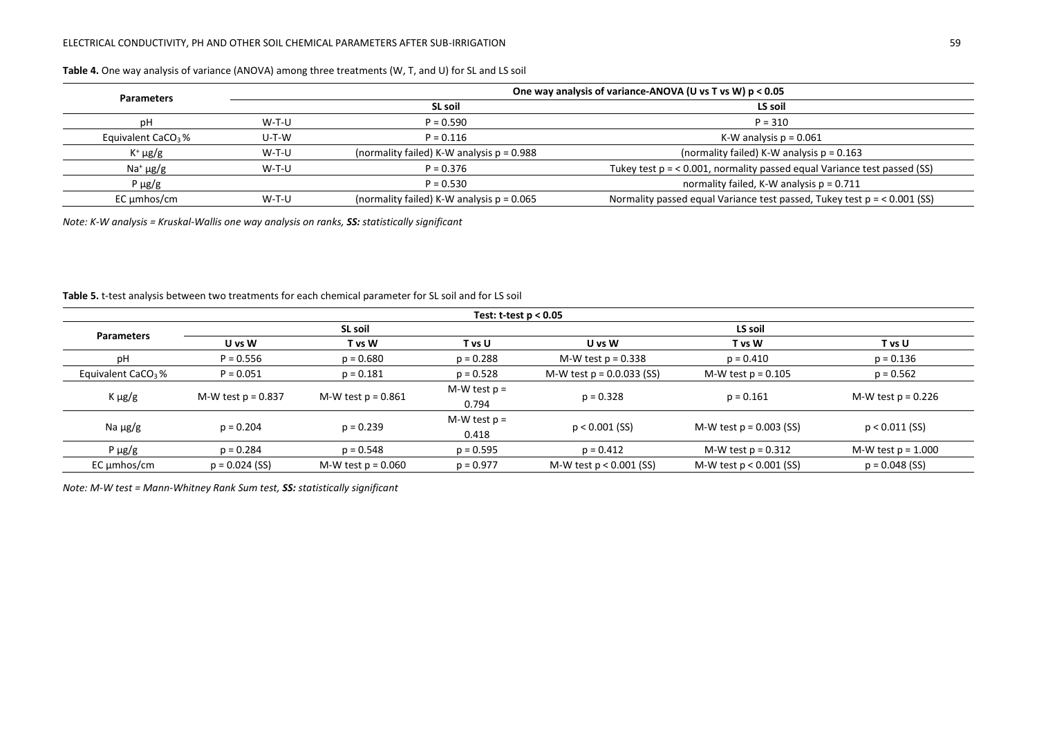**Table 4.** One way analysis of variance (ANOVA) among three treatments (W, T, and U) for SL and LS soil

| Parameters | One way analysis of variance-ANOVA (U vs T vs W) $p < 0.05$ | | |
|---|---|---|---|
| | | SL soil | LS soil |
| pH | W-T-U | P = 0.590 | P = 310 |
| Equivalent $CaCO_3$ % | U-T-W | P = 0.116 | K-W analysis p = 0.061 |
| $K^+$ μg/g | W-T-U | (normality failed) K-W analysis p = 0.988 | (normality failed) K-W analysis p = 0.163 |
| $Na^+$ μg/g | W-T-U | P = 0.376 | Tukey test p = < 0.001, normality passed equal Variance test passed (SS) |
| P μg/g | | P = 0.530 | normality failed, K-W analysis p = 0.711 |
| EC μmhos/cm | W-T-U | (normality failed) K-W analysis p = 0.065 | Normality passed equal Variance test passed, Tukey test p = < 0.001 (SS) |

*Note: K-W analysis = Kruskal-Wallis one way analysis on ranks,* ***SS:*** *statistically significant*

**Table 5.** t-test analysis between two treatments for each chemical parameter for SL soil and for LS soil

| Parameters | Test: t-test $p < 0.05$ | | | | | |
|---|---|---|---|---|---|---|
| | SL soil | | | LS soil | | |
| | U vs W | T vs W | T vs U | U vs W | T vs W | T vs U |
| pH | P = 0.556 | p = 0.680 | p = 0.288 | M-W test p = 0.338 | p = 0.410 | p = 0.136 |
| Equivalent $CaCO_3$ % | P = 0.051 | p = 0.181 | p = 0.528 | M-W test p = 0.0.033 (SS) | M-W test p = 0.105 | p = 0.562 |
| K μg/g | M-W test p = 0.837 | M-W test p = 0.861 | M-W test p = 0.794 | p = 0.328 | p = 0.161 | M-W test p = 0.226 |
| Na μg/g | p = 0.204 | p = 0.239 | M-W test p = 0.418 | p < 0.001 (SS) | M-W test p = 0.003 (SS) | p < 0.011 (SS) |
| P μg/g | p = 0.284 | p = 0.548 | p = 0.595 | p = 0.412 | M-W test p = 0.312 | M-W test p = 1.000 |
| EC μmhos/cm | p = 0.024 (SS) | M-W test p = 0.060 | p = 0.977 | M-W test p < 0.001 (SS) | M-W test p < 0.001 (SS) | p = 0.048 (SS) |

*Note: M-W test = Mann-Whitney Rank Sum test,* ***SS:*** *statistically significant*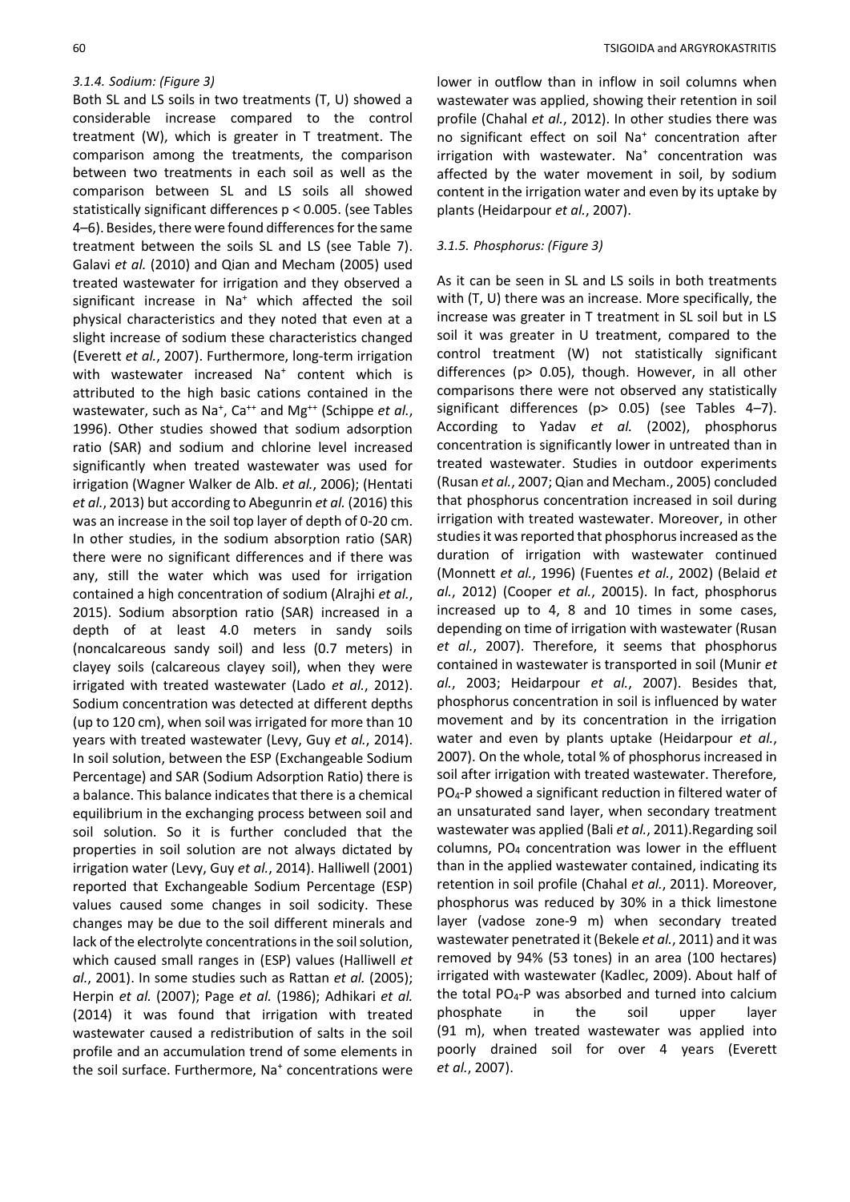#### 3.1.4. Sodium: (Figure 3)

Both SL and LS soils in two treatments (T, U) showed a considerable increase compared to the control treatment (W), which is greater in T treatment. The comparison among the treatments, the comparison between two treatments in each soil as well as the comparison between SL and LS soils all showed statistically significant differences $p < 0.005$. (see Tables 4–6). Besides, there were found differences for the same treatment between the soils SL and LS (see Table 7). Galavi *et al.* (2010) and Qian and Mecham (2005) used treated wastewater for irrigation and they observed a significant increase in $Na^+$ which affected the soil physical characteristics and they noted that even at a slight increase of sodium these characteristics changed (Everett *et al.*, 2007). Furthermore, long-term irrigation with wastewater increased $Na^+$ content which is attributed to the high basic cations contained in the wastewater, such as $Na^+$, $Ca^{++}$ and $Mg^{++}$ (Schippe *et al.*, 1996). Other studies showed that sodium adsorption ratio (SAR) and sodium and chlorine level increased significantly when treated wastewater was used for irrigation (Wagner Walker de Alb. *et al.*, 2006); (Hentati *et al.*, 2013) but according to Abegunrin *et al.* (2016) this was an increase in the soil top layer of depth of 0-20 cm. In other studies, in the sodium absorption ratio (SAR) there were no significant differences and if there was any, still the water which was used for irrigation contained a high concentration of sodium (Alrajhi *et al.*, 2015). Sodium absorption ratio (SAR) increased in a depth of at least 4.0 meters in sandy soils (noncalcareous sandy soil) and less (0.7 meters) in clayey soils (calcareous clayey soil), when they were irrigated with treated wastewater (Lado *et al.*, 2012). Sodium concentration was detected at different depths (up to 120 cm), when soil was irrigated for more than 10 years with treated wastewater (Levy, Guy *et al.*, 2014). In soil solution, between the ESP (Exchangeable Sodium Percentage) and SAR (Sodium Adsorption Ratio) there is a balance. This balance indicates that there is a chemical equilibrium in the exchanging process between soil and soil solution. So it is further concluded that the properties in soil solution are not always dictated by irrigation water (Levy, Guy *et al.*, 2014). Halliwell (2001) reported that Exchangeable Sodium Percentage (ESP) values caused some changes in soil sodicity. These changes may be due to the soil different minerals and lack of the electrolyte concentrations in the soil solution, which caused small ranges in (ESP) values (Halliwell *et al.*, 2001). In some studies such as Rattan *et al.* (2005); Herpin *et al.* (2007); Page *et al.* (1986); Adhikari *et al.* (2014) it was found that irrigation with treated wastewater caused a redistribution of salts in the soil profile and an accumulation trend of some elements in the soil surface. Furthermore, $Na^+$ concentrations were lower in outflow than in inflow in soil columns when wastewater was applied, showing their retention in soil profile (Chahal *et al.*, 2012). In other studies there was no significant effect on soil $Na^+$ concentration after irrigation with wastewater. $Na^+$ concentration was affected by the water movement in soil, by sodium content in the irrigation water and even by its uptake by plants (Heidarpour *et al.*, 2007).

#### 3.1.5. Phosphorus: (Figure 3)

As it can be seen in SL and LS soils in both treatments with (T, U) there was an increase. More specifically, the increase was greater in T treatment in SL soil but in LS soil it was greater in U treatment, compared to the control treatment (W) not statistically significant differences ($p > 0.05$), though. However, in all other comparisons there were not observed any statistically significant differences ($p > 0.05$) (see Tables 4–7). According to Yadav *et al.* (2002), phosphorus concentration is significantly lower in untreated than in treated wastewater. Studies in outdoor experiments (Rusan *et al.*, 2007; Qian and Mecham., 2005) concluded that phosphorus concentration increased in soil during irrigation with treated wastewater. Moreover, in other studies it was reported that phosphorus increased as the duration of irrigation with wastewater continued (Monnett *et al.*, 1996) (Fuentes *et al.*, 2002) (Belaid *et al.*, 2012) (Cooper *et al.*, 20015). In fact, phosphorus increased up to 4, 8 and 10 times in some cases, depending on time of irrigation with wastewater (Rusan *et al.*, 2007). Therefore, it seems that phosphorus contained in wastewater is transported in soil (Munir *et al.*, 2003; Heidarpour *et al.*, 2007). Besides that, phosphorus concentration in soil is influenced by water movement and by its concentration in the irrigation water and even by plants uptake (Heidarpour *et al.*, 2007). On the whole, total % of phosphorus increased in soil after irrigation with treated wastewater. Therefore, $PO_4$-P showed a significant reduction in filtered water of an unsaturated sand layer, when secondary treatment wastewater was applied (Bali *et al.*, 2011).Regarding soil columns, $PO_4$ concentration was lower in the effluent than in the applied wastewater contained, indicating its retention in soil profile (Chahal *et al.*, 2011). Moreover, phosphorus was reduced by 30% in a thick limestone layer (vadose zone-9 m) when secondary treated wastewater penetrated it (Bekele *et al.*, 2011) and it was removed by 94% (53 tones) in an area (100 hectares) irrigated with wastewater (Kadlec, 2009). About half of the total $PO_4$-P was absorbed and turned into calcium phosphate in the soil upper layer (91 m), when treated wastewater was applied into poorly drained soil for over 4 years (Everett *et al.*, 2007).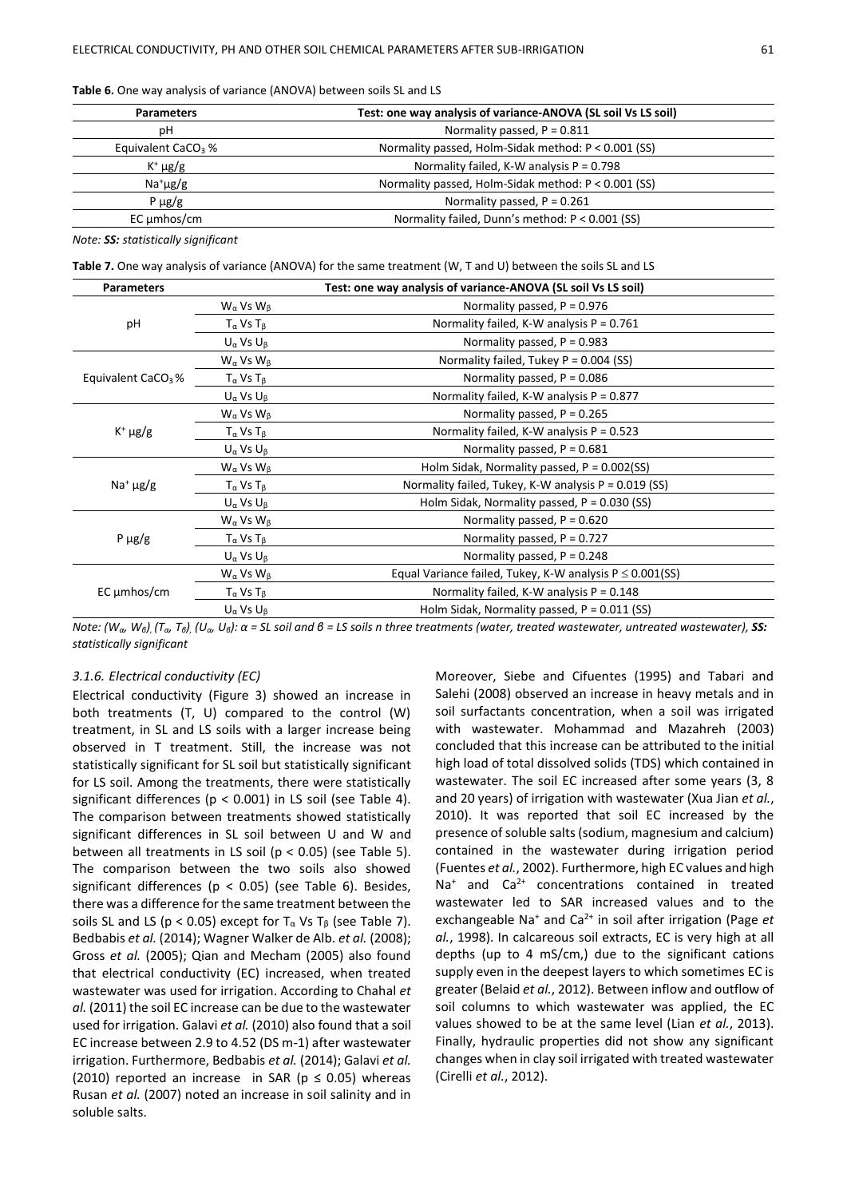**Table 6.** One way analysis of variance (ANOVA) between soils SL and LS

| Parameters | Test: one way analysis of variance-ANOVA (SL soil Vs LS soil) |
|---|---|
| pH | Normality passed, P = 0.811 |
| Equivalent $CaCO_3$ % | Normality passed, Holm-Sidak method: P < 0.001 (SS) |
| $K^+$ μg/g | Normality failed, K-W analysis P = 0.798 |
| $Na^+$μg/g | Normality passed, Holm-Sidak method: P < 0.001 (SS) |
| P μg/g | Normality passed, P = 0.261 |
| EC μmhos/cm | Normality failed, Dunn's method: P < 0.001 (SS) |

*Note:* ***SS:*** *statistically significant*

**Table 7.** One way analysis of variance (ANOVA) for the same treatment (W, T and U) between the soils SL and LS

| Parameters | | Test: one way analysis of variance-ANOVA (SL soil Vs LS soil) |
|---|---|---|
| pH | $W_\alpha$ Vs $W_\beta$ | Normality passed, P = 0.976 |
| | $T_\alpha$ Vs $T_\beta$ | Normality failed, K-W analysis P = 0.761 |
| | $U_\alpha$ Vs $U_\beta$ | Normality passed, P = 0.983 |
| Equivalent $CaCO_3$ % | $W_\alpha$ Vs $W_\beta$ | Normality failed, Tukey P = 0.004 (SS) |
| | $T_\alpha$ Vs $T_\beta$ | Normality passed, P = 0.086 |
| | $U_\alpha$ Vs $U_\beta$ | Normality failed, K-W analysis P = 0.877 |
| $K^+$ μg/g | $W_\alpha$ Vs $W_\beta$ | Normality passed, P = 0.265 |
| | $T_\alpha$ Vs $T_\beta$ | Normality failed, K-W analysis P = 0.523 |
| | $U_\alpha$ Vs $U_\beta$ | Normality passed, P = 0.681 |
| $Na^+$ μg/g | $W_\alpha$ Vs $W_\beta$ | Holm Sidak, Normality passed, P = 0.002(SS) |
| | $T_\alpha$ Vs $T_\beta$ | Normality failed, Tukey, K-W analysis P = 0.019 (SS) |
| | $U_\alpha$ Vs $U_\beta$ | Holm Sidak, Normality passed, P = 0.030 (SS) |
| P μg/g | $W_\alpha$ Vs $W_\beta$ | Normality passed, P = 0.620 |
| | $T_\alpha$ Vs $T_\beta$ | Normality passed, P = 0.727 |
| | $U_\alpha$ Vs $U_\beta$ | Normality passed, P = 0.248 |
| EC μmhos/cm | $W_\alpha$ Vs $W_\beta$ | Equal Variance failed, Tukey, K-W analysis P ≤ 0.001(SS) |
| | $T_\alpha$ Vs $T_\beta$ | Normality failed, K-W analysis P = 0.148 |
| | $U_\alpha$ Vs $U_\beta$ | Holm Sidak, Normality passed, P = 0.011 (SS) |

*Note: ($W_\alpha$, $W_\beta$), ($T_\alpha$, $T_\beta$), ($U_\alpha$, $U_\beta$): α = SL soil and β = LS soils n three treatments (water, treated wastewater, untreated wastewater),* ***SS:*** *statistically significant*

### *3.1.6. Electrical conductivity (EC)*

Electrical conductivity (Figure 3) showed an increase in both treatments (T, U) compared to the control (W) treatment, in SL and LS soils with a larger increase being observed in T treatment. Still, the increase was not statistically significant for SL soil but statistically significant for LS soil. Among the treatments, there were statistically significant differences ($p < 0.001$) in LS soil (see Table 4). The comparison between treatments showed statistically significant differences in SL soil between U and W and between all treatments in LS soil ($p < 0.05$) (see Table 5). The comparison between the two soils also showed significant differences ($p < 0.05$) (see Table 6). Besides, there was a difference for the same treatment between the soils SL and LS ($p < 0.05$) except for $T_\alpha$ Vs $T_\beta$ (see Table 7). Bedbabis *et al.* (2014); Wagner Walker de Alb. *et al.* (2008); Gross *et al.* (2005); Qian and Mecham (2005) also found that electrical conductivity (EC) increased, when treated wastewater was used for irrigation. According to Chahal *et al.* (2011) the soil EC increase can be due to the wastewater used for irrigation. Galavi *et al.* (2010) also found that a soil EC increase between 2.9 to 4.52 (DS m-1) after wastewater irrigation. Furthermore, Bedbabis *et al.* (2014); Galavi *et al.* (2010) reported an increase in SAR ($p \leq 0.05$) whereas Rusan *et al.* (2007) noted an increase in soil salinity and in soluble salts.

Moreover, Siebe and Cifuentes (1995) and Tabari and Salehi (2008) observed an increase in heavy metals and in soil surfactants concentration, when a soil was irrigated with wastewater. Mohammad and Mazahreh (2003) concluded that this increase can be attributed to the initial high load of total dissolved solids (TDS) which contained in wastewater. The soil EC increased after some years (3, 8 and 20 years) of irrigation with wastewater (Xua Jian *et al.*, 2010). It was reported that soil EC increased by the presence of soluble salts (sodium, magnesium and calcium) contained in the wastewater during irrigation period (Fuentes *et al.*, 2002). Furthermore, high EC values and high $Na^+$ and $Ca^{2+}$ concentrations contained in treated wastewater led to SAR increased values and to the exchangeable $Na^+$ and $Ca^{2+}$ in soil after irrigation (Page *et al.*, 1998). In calcareous soil extracts, EC is very high at all depths (up to 4 mS/cm,) due to the significant cations supply even in the deepest layers to which sometimes EC is greater (Belaid *et al.*, 2012). Between inflow and outflow of soil columns to which wastewater was applied, the EC values showed to be at the same level (Lian *et al.*, 2013). Finally, hydraulic properties did not show any significant changes when in clay soil irrigated with treated wastewater (Cirelli *et al.*, 2012).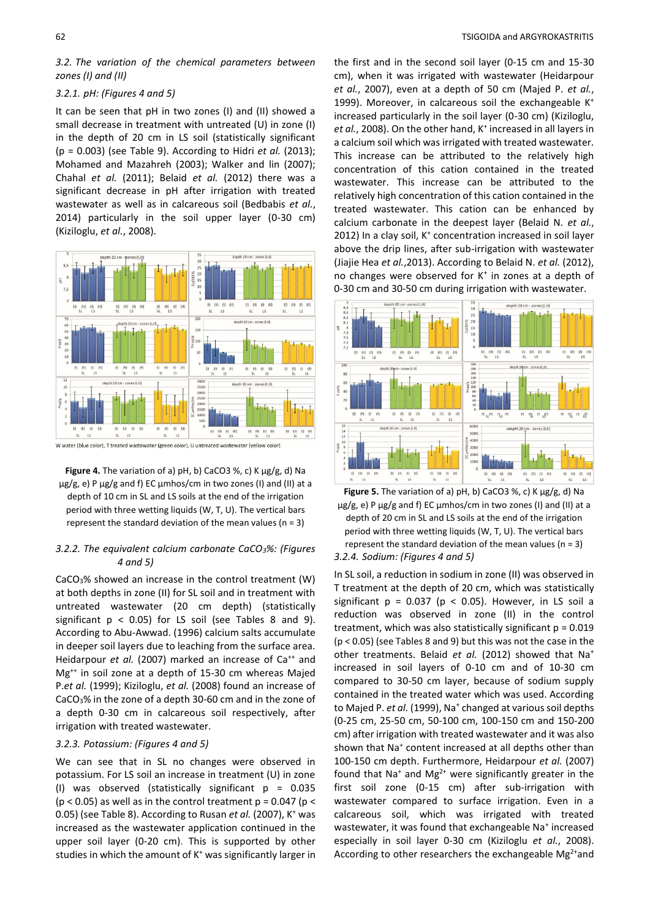### 3.2. The variation of the chemical parameters between zones (I) and (II)

#### 3.2.1. pH: (Figures 4 and 5)

It can be seen that pH in two zones (I) and (II) showed a small decrease in treatment with untreated (U) in zone (I) in the depth of 20 cm in LS soil (statistically significant (p = 0.003) (see Table 9). According to Hidri *et al.* (2013); Mohamed and Mazahreh (2003); Walker and lin (2007); Chahal *et al.* (2011); Belaid *et al.* (2012) there was a significant decrease in pH after irrigation with treated wastewater as well as in calcareous soil (Bedbabis *et al.*, 2014) particularly in the soil upper layer (0-30 cm) (Kiziloglu, *et al.*, 2008).

W water (blue color), T treated wastewater (green color), U untreated wastewater (yellow color)

**Figure 4.** The variation of a) pH, b) $CaCO_3$ %, c) K μg/g, d) Na μg/g, e) P μg/g and f) EC μmhos/cm in two zones (I) and (II) at a depth of 10 cm in SL and LS soils at the end of the irrigation period with three wetting liquids (W, T, U). The vertical bars represent the standard deviation of the mean values (n = 3)

#### 3.2.2. The equivalent calcium carbonate $CaCO_3$%: (Figures 4 and 5)

$CaCO_3$% showed an increase in the control treatment (W) at both depths in zone (II) for SL soil and in treatment with untreated wastewater (20 cm depth) (statistically significant p < 0.05) for LS soil (see Tables 8 and 9). According to Abu-Awwad. (1996) calcium salts accumulate in deeper soil layers due to leaching from the surface area. Heidarpour *et al.* (2007) marked an increase of $Ca^{++}$ and $Mg^{++}$ in soil zone at a depth of 15-30 cm whereas Majed P.*et al.* (1999); Kiziloglu, *et al.* (2008) found an increase of $CaCO_3$% in the zone of a depth 30-60 cm and in the zone of a depth 0-30 cm in calcareous soil respectively, after irrigation with treated wastewater.

#### 3.2.3. Potassium: (Figures 4 and 5)

We can see that in SL no changes were observed in potassium. For LS soil an increase in treatment (U) in zone (I) was observed (statistically significant p = 0.035 (p < 0.05) as well as in the control treatment p = 0.047 (p < 0.05) (see Table 8). According to Rusan *et al.* (2007), $K^+$ was increased as the wastewater application continued in the upper soil layer (0-20 cm). This is supported by other studies in which the amount of $K^+$ was significantly larger in the first and in the second soil layer (0-15 cm and 15-30 cm), when it was irrigated with wastewater (Heidarpour *et al.*, 2007), even at a depth of 50 cm (Majed P. *et al.*, 1999). Moreover, in calcareous soil the exchangeable $K^+$ increased particularly in the soil layer (0-30 cm) (Kiziloglu, *et al.*, 2008). On the other hand, $K^+$ increased in all layers in a calcium soil which was irrigated with treated wastewater. This increase can be attributed to the relatively high concentration of this cation contained in the treated wastewater. This increase can be attributed to the relatively high concentration of this cation contained in the treated wastewater. This cation can be enhanced by calcium carbonate in the deepest layer (Belaid N. *et al.*, 2012) In a clay soil, $K^+$ concentration increased in soil layer above the drip lines, after sub-irrigation with wastewater (Jiajie Hea *et al.*,2013). According to Belaid N. *et al.* (2012), no changes were observed for $K^+$ in zones at a depth of 0-30 cm and 30-50 cm during irrigation with wastewater.

**Figure 5.** The variation of a) pH, b) $CaCO_3$ %, c) K μg/g, d) Na μg/g, e) P μg/g and f) EC μmhos/cm in two zones (I) and (II) at a depth of 20 cm in SL and LS soils at the end of the irrigation period with three wetting liquids (W, T, U). The vertical bars represent the standard deviation of the mean values (n = 3)

#### 3.2.4. Sodium: (Figures 4 and 5)

In SL soil, a reduction in sodium in zone (II) was observed in T treatment at the depth of 20 cm, which was statistically significant p = 0.037 (p < 0.05). However, in LS soil a reduction was observed in zone (II) in the control treatment, which was also statistically significant p = 0.019 (p < 0.05) (see Tables 8 and 9) but this was not the case in the other treatments. Belaid *et al.* (2012) showed that $Na^+$ increased in soil layers of 0-10 cm and of 10-30 cm compared to 30-50 cm layer, because of sodium supply contained in the treated water which was used. According to Majed P. *et al.* (1999), $Na^+$ changed at various soil depths (0-25 cm, 25-50 cm, 50-100 cm, 100-150 cm and 150-200 cm) after irrigation with treated wastewater and it was also shown that $Na^+$ content increased at all depths other than 100-150 cm depth. Furthermore, Heidarpour *et al.* (2007) found that $Na^+$ and $Mg^{2+}$ were significantly greater in the first soil zone (0-15 cm) after sub-irrigation with wastewater compared to surface irrigation. Even in a calcareous soil, which was irrigated with treated wastewater, it was found that exchangeable $Na^+$ increased especially in soil layer 0-30 cm (Kiziloglu *et al.*, 2008). According to other researchers the exchangeable $Mg^{2+}$and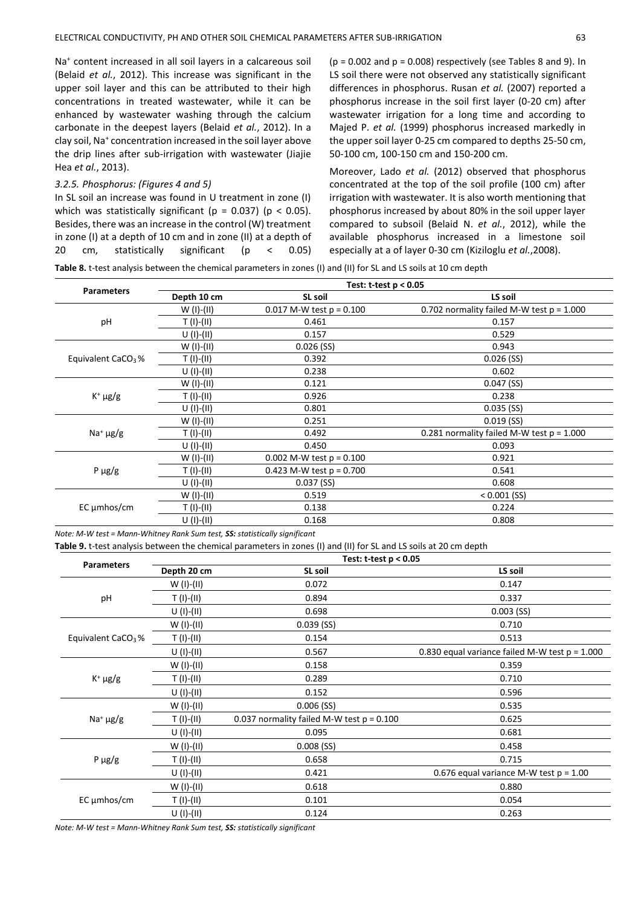$Na^+$ content increased in all soil layers in a calcareous soil (Belaid *et al.*, 2012). This increase was significant in the upper soil layer and this can be attributed to their high concentrations in treated wastewater, while it can be enhanced by wastewater washing through the calcium carbonate in the deepest layers (Belaid *et al.*, 2012). In a clay soil, $Na^+$ concentration increased in the soil layer above the drip lines after sub-irrigation with wastewater (Jiajie Hea *et al.*, 2013).

### *3.2.5. Phosphorus: (Figures 4 and 5)*

In SL soil an increase was found in U treatment in zone (I) which was statistically significant ($p = 0.037$) ($p < 0.05$). Besides, there was an increase in the control (W) treatment in zone (I) at a depth of 10 cm and in zone (II) at a depth of 20 cm, statistically significant ($p < 0.05$) ($p = 0.002$ and $p = 0.008$) respectively (see Tables 8 and 9). In LS soil there were not observed any statistically significant differences in phosphorus. Rusan *et al.* (2007) reported a phosphorus increase in the soil first layer (0-20 cm) after wastewater irrigation for a long time and according to Majed P. *et al.* (1999) phosphorus increased markedly in the upper soil layer 0-25 cm compared to depths 25-50 cm, 50-100 cm, 100-150 cm and 150-200 cm.

Moreover, Lado *et al.* (2012) observed that phosphorus concentrated at the top of the soil profile (100 cm) after irrigation with wastewater. It is also worth mentioning that phosphorus increased by about 80% in the soil upper layer compared to subsoil (Belaid N. *et al.*, 2012), while the available phosphorus increased in a limestone soil especially at a of layer 0-30 cm (Kiziloglu *et al.*,2008).

**Table 8.** t-test analysis between the chemical parameters in zones (I) and (II) for SL and LS soils at 10 cm depth

| Parameters | Test: t-test $p < 0.05$ | | |
|---|---|---|---|
| | Depth 10 cm | SL soil | LS soil |
| pH | W (I)-(II) | 0.017 M-W test p = 0.100 | 0.702 normality failed M-W test p = 1.000 |
| | T (I)-(II) | 0.461 | 0.157 |
| | U (I)-(II) | 0.157 | 0.529 |
| Equivalent $CaCO_3$ % | W (I)-(II) | 0.026 (SS) | 0.943 |
| | T (I)-(II) | 0.392 | 0.026 (SS) |
| | U (I)-(II) | 0.238 | 0.602 |
| $K^+$ μg/g | W (I)-(II) | 0.121 | 0.047 (SS) |
| | T (I)-(II) | 0.926 | 0.238 |
| | U (I)-(II) | 0.801 | 0.035 (SS) |
| $Na^+$ μg/g | W (I)-(II) | 0.251 | 0.019 (SS) |
| | T (I)-(II) | 0.492 | 0.281 normality failed M-W test p = 1.000 |
| | U (I)-(II) | 0.450 | 0.093 |
| P μg/g | W (I)-(II) | 0.002 M-W test p = 0.100 | 0.921 |
| | T (I)-(II) | 0.423 M-W test p = 0.700 | 0.541 |
| | U (I)-(II) | 0.037 (SS) | 0.608 |
| EC μmhos/cm | W (I)-(II) | 0.519 | < 0.001 (SS) |
| | T (I)-(II) | 0.138 | 0.224 |
| | U (I)-(II) | 0.168 | 0.808 |

*Note: M-W test = Mann-Whitney Rank Sum test, **SS:** statistically significant*

**Table 9.** t-test analysis between the chemical parameters in zones (I) and (II) for SL and LS soils at 20 cm depth

| Parameters | Test: t-test $p < 0.05$ | | |
|---|---|---|---|
| | Depth 20 cm | SL soil | LS soil |
| pH | W (I)-(II) | 0.072 | 0.147 |
| | T (I)-(II) | 0.894 | 0.337 |
| | U (I)-(II) | 0.698 | 0.003 (SS) |
| Equivalent $CaCO_3$ % | W (I)-(II) | 0.039 (SS) | 0.710 |
| | T (I)-(II) | 0.154 | 0.513 |
| | U (I)-(II) | 0.567 | 0.830 equal variance failed M-W test p = 1.000 |
| $K^+$ μg/g | W (I)-(II) | 0.158 | 0.359 |
| | T (I)-(II) | 0.289 | 0.710 |
| | U (I)-(II) | 0.152 | 0.596 |
| $Na^+$ μg/g | W (I)-(II) | 0.006 (SS) | 0.535 |
| | T (I)-(II) | 0.037 normality failed M-W test p = 0.100 | 0.625 |
| | U (I)-(II) | 0.095 | 0.681 |
| P μg/g | W (I)-(II) | 0.008 (SS) | 0.458 |
| | T (I)-(II) | 0.658 | 0.715 |
| | U (I)-(II) | 0.421 | 0.676 equal variance M-W test p = 1.00 |
| EC μmhos/cm | W (I)-(II) | 0.618 | 0.880 |
| | T (I)-(II) | 0.101 | 0.054 |
| | U (I)-(II) | 0.124 | 0.263 |

*Note: M-W test = Mann-Whitney Rank Sum test, **SS:** statistically significant*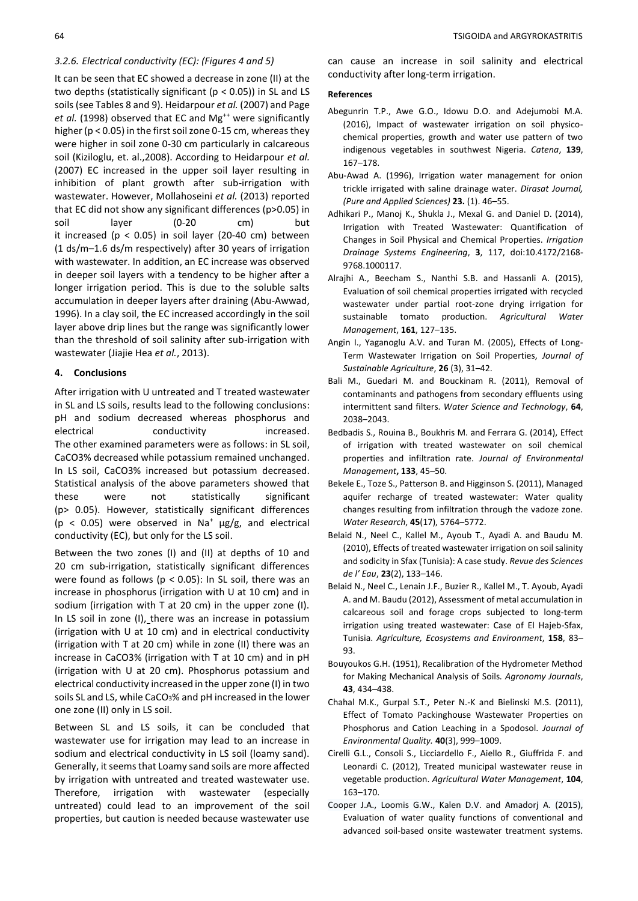### 3.2.6. Electrical conductivity (EC): (Figures 4 and 5)

It can be seen that EC showed a decrease in zone (II) at the two depths (statistically significant ($p < 0.05$)) in SL and LS soils (see Tables 8 and 9). Heidarpour *et al.* (2007) and Page *et al.* (1998) observed that EC and $Mg^{++}$ were significantly higher ($p < 0.05$) in the first soil zone 0-15 cm, whereas they were higher in soil zone 0-30 cm particularly in calcareous soil (Kiziloglu, et. al.,2008). According to Heidarpour *et al.* (2007) EC increased in the upper soil layer resulting in inhibition of plant growth after sub-irrigation with wastewater. However, Mollahoseini *et al.* (2013) reported that EC did not show any significant differences ($p>0.05$) in soil layer (0-20 cm) but it increased ($p < 0.05$) in soil layer (20-40 cm) between (1 ds/m–1.6 ds/m respectively) after 30 years of irrigation with wastewater. In addition, an EC increase was observed in deeper soil layers with a tendency to be higher after a longer irrigation period. This is due to the soluble salts accumulation in deeper layers after draining (Abu-Awwad, 1996). In a clay soil, the EC increased accordingly in the soil layer above drip lines but the range was significantly lower than the threshold of soil salinity after sub-irrigation with wastewater (Jiajie Hea *et al.*, 2013).

## 4. Conclusions

After irrigation with U untreated and T treated wastewater in SL and LS soils, results lead to the following conclusions: pH and sodium decreased whereas phosphorus and electrical conductivity increased. The other examined parameters were as follows: in SL soil, CaCO3% decreased while potassium remained unchanged. In LS soil, CaCO3% increased but potassium decreased. Statistical analysis of the above parameters showed that these were not statistically significant ($p> 0.05$). However, statistically significant differences ($p < 0.05$) were observed in $Na^+$ μg/g, and electrical conductivity (EC), but only for the LS soil.

Between the two zones (I) and (II) at depths of 10 and 20 cm sub-irrigation, statistically significant differences were found as follows ($p < 0.05$): In SL soil, there was an increase in phosphorus (irrigation with U at 10 cm) and in sodium (irrigation with T at 20 cm) in the upper zone (I). In LS soil in zone (I), there was an increase in potassium (irrigation with U at 10 cm) and in electrical conductivity (irrigation with T at 20 cm) while in zone (II) there was an increase in CaCO3% (irrigation with T at 10 cm) and in pH (irrigation with U at 20 cm). Phosphorus potassium and electrical conductivity increased in the upper zone (I) in two soils SL and LS, while $CaCO_3$% and pH increased in the lower one zone (II) only in LS soil.

Between SL and LS soils, it can be concluded that wastewater use for irrigation may lead to an increase in sodium and electrical conductivity in LS soil (loamy sand). Generally, it seems that Loamy sand soils are more affected by irrigation with untreated and treated wastewater use. Therefore, irrigation with wastewater (especially untreated) could lead to an improvement of the soil properties, but caution is needed because wastewater use can cause an increase in soil salinity and electrical conductivity after long-term irrigation.

**References**

Abegunrin T.P., Awe G.O., Idowu D.O. and Adejumobi M.A. (2016), Impact of wastewater irrigation on soil physico-chemical properties, growth and water use pattern of two indigenous vegetables in southwest Nigeria. *Catena*, **139**, 167–178.

Abu-Awad A. (1996), Irrigation water management for onion trickle irrigated with saline drainage water. *Dirasat Journal, (Pure and Applied Sciences)* **23.** (1). 46–55.

Adhikari P., Manoj K., Shukla J., Mexal G. and Daniel D. (2014), Irrigation with Treated Wastewater: Quantification of Changes in Soil Physical and Chemical Properties. *Irrigation Drainage Systems Engineering*, **3**, 117, doi:10.4172/2168-9768.1000117.

Alrajhi A., Beecham S., Nanthi S.B. and Hassanli A. (2015), Evaluation of soil chemical properties irrigated with recycled wastewater under partial root-zone drying irrigation for sustainable tomato production. *Agricultural Water Management*, **161**, 127–135.

Angin I., Yaganoglu A.V. and Turan M. (2005), Effects of Long-Term Wastewater Irrigation on Soil Properties, *Journal of Sustainable Agriculture*, **26** (3), 31–42.

Bali M., Guedari M. and Bouckinam R. (2011), Removal of contaminants and pathogens from secondary effluents using intermittent sand filters. *Water Science and Technology*, **64**, 2038–2043.

Bedbadis S., Rouina B., Boukhris M. and Ferrara G. (2014), Effect of irrigation with treated wastewater on soil chemical properties and infiltration rate. *Journal of Environmental Management***, 133**, 45–50.

Bekele E., Toze S., Patterson B. and Higginson S. (2011), Managed aquifer recharge of treated wastewater: Water quality changes resulting from infiltration through the vadoze zone. *Water Research*, **45**(17), 5764–5772.

Belaid N., Neel C., Kallel M., Ayoub T., Ayadi A. and Baudu M. (2010), Effects of treated wastewater irrigation on soil salinity and sodicity in Sfax (Tunisia): A case study. *Revue des Sciences de l' Eau*, **23**(2), 133–146.

Belaid N., Neel C., Lenain J.F., Buzier R., Kallel M., T. Ayoub, Ayadi A. and M. Baudu (2012), Assessment of metal accumulation in calcareous soil and forage crops subjected to long-term irrigation using treated wastewater: Case of El Hajeb-Sfax, Tunisia. *Agriculture, Ecosystems and Environment*, **158**, 83–93.

Bouyoukos G.H. (1951), Recalibration of the Hydrometer Method for Making Mechanical Analysis of Soils. *Agronomy Journals*, **43**, 434–438.

Chahal M.K., Gurpal S.T., Peter N.-K and Bielinski M.S. (2011), Effect of Tomato Packinghouse Wastewater Properties on Phosphorus and Cation Leaching in a Spodosol. *Journal of Environmental Quality.* **40**(3), 999–1009.

Cirelli G.L., Consoli S., Licciardello F., Aiello R., Giuffrida F. and Leonardi C. (2012), Treated municipal wastewater reuse in vegetable production. *Agricultural Water Management*, **104**, 163–170.

Cooper J.A., Loomis G.W., Kalen D.V. and Amadorj A. (2015), Evaluation of water quality functions of conventional and advanced soil-based onsite wastewater treatment systems.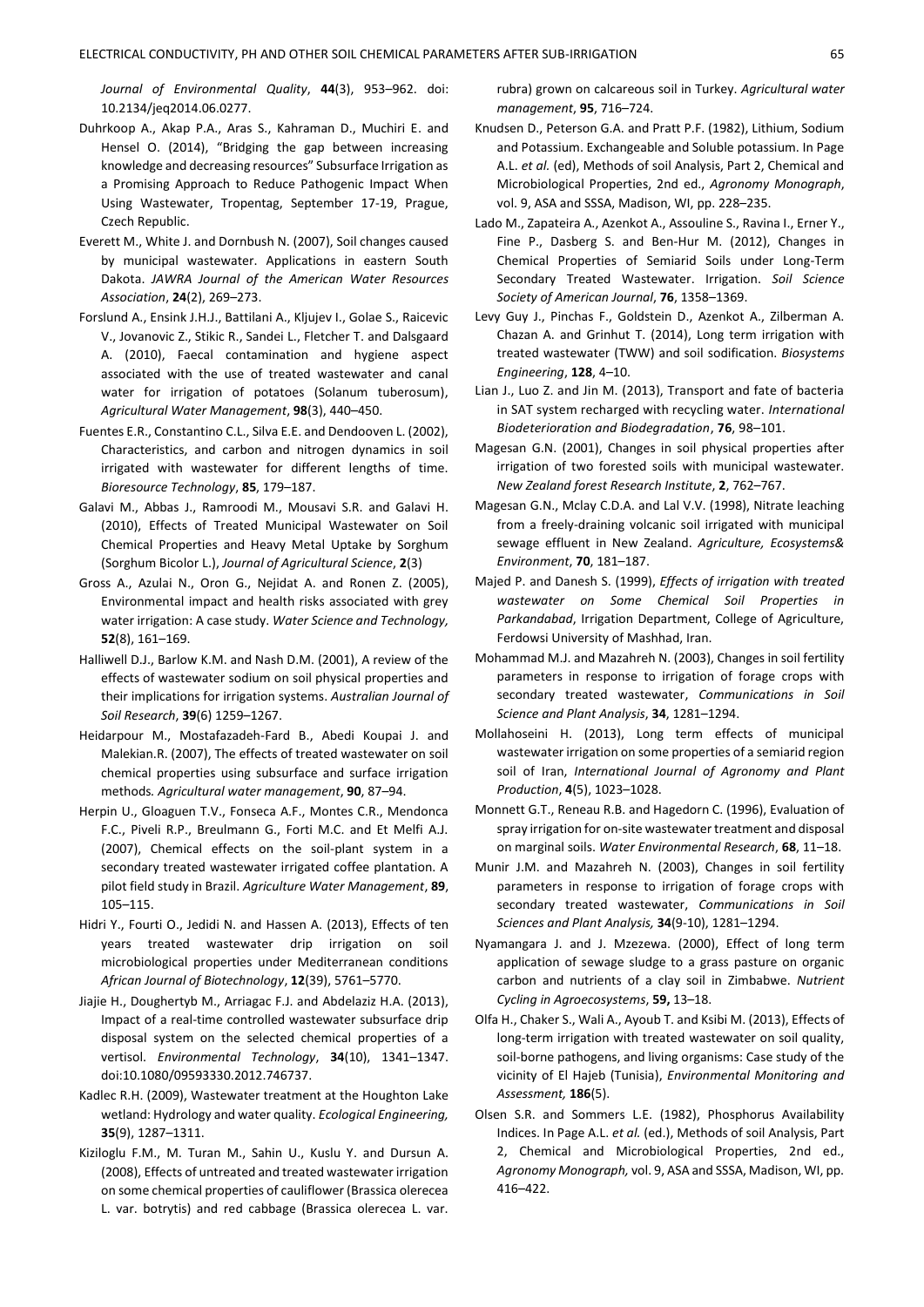*Journal of Environmental Quality*, **44**(3), 953–962. doi: 10.2134/jeq2014.06.0277.

Duhrkoop A., Akap P.A., Aras S., Kahraman D., Muchiri E. and Hensel O. (2014), "Bridging the gap between increasing knowledge and decreasing resources" Subsurface Irrigation as a Promising Approach to Reduce Pathogenic Impact When Using Wastewater, Tropentag, September 17-19, Prague, Czech Republic.

Everett M., White J. and Dornbush N. (2007), Soil changes caused by municipal wastewater. Applications in eastern South Dakota. *JAWRA Journal of the American Water Resources Association*, **24**(2), 269–273.

Forslund A., Ensink J.H.J., Battilani A., Kljujev I., Golae S., Raicevic V., Jovanovic Z., Stikic R., Sandei L., Fletcher T. and Dalsgaard A. (2010), Faecal contamination and hygiene aspect associated with the use of treated wastewater and canal water for irrigation of potatoes (Solanum tuberosum), *Agricultural Water Management*, **98**(3), 440–450.

Fuentes E.R., Constantino C.L., Silva E.E. and Dendooven L. (2002), Characteristics, and carbon and nitrogen dynamics in soil irrigated with wastewater for different lengths of time. *Bioresource Technology*, **85**, 179–187.

Galavi M., Abbas J., Ramroodi M., Mousavi S.R. and Galavi H. (2010), Effects of Treated Municipal Wastewater on Soil Chemical Properties and Heavy Metal Uptake by Sorghum (Sorghum Bicolor L.), *Journal of Agricultural Science*, **2**(3)

Gross A., Azulai N., Oron G., Nejidat A. and Ronen Z. (2005), Environmental impact and health risks associated with grey water irrigation: A case study. *Water Science and Technology,* **52**(8), 161–169.

Halliwell D.J., Barlow K.M. and Nash D.M. (2001), A review of the effects of wastewater sodium on soil physical properties and their implications for irrigation systems. *Australian Journal of Soil Research*, **39**(6) 1259–1267.

Heidarpour M., Mostafazadeh-Fard B., Abedi Koupai J. and Malekian.R. (2007), The effects of treated wastewater on soil chemical properties using subsurface and surface irrigation methods*. Agricultural water management*, **90**, 87–94.

Herpin U., Gloaguen T.V., Fonseca A.F., Montes C.R., Mendonca F.C., Piveli R.P., Breulmann G., Forti M.C. and Et Melfi A.J. (2007), Chemical effects on the soil-plant system in a secondary treated wastewater irrigated coffee plantation. A pilot field study in Brazil. *Agriculture Water Management*, **89**, 105–115.

Hidri Y., Fourti O., Jedidi N. and Hassen A. (2013), Effects of ten years treated wastewater drip irrigation on soil microbiological properties under Mediterranean conditions *African Journal of Biotechnology*, **12**(39), 5761–5770.

Jiajie H., Doughertyb M., Arriagac F.J. and Abdelaziz H.A. (2013), Impact of a real-time controlled wastewater subsurface drip disposal system on the selected chemical properties of a vertisol. *Environmental Technolgy*, **34**(10), 1341–1347. doi:10.1080/09593330.2012.746737.

Kadlec R.H. (2009), Wastewater treatment at the Houghton Lake wetland: Hydrology and water quality. *Ecological Engineering,* **35**(9), 1287–1311.

Kiziloglu F.M., M. Turan M., Sahin U., Kuslu Y. and Dursun A. (2008), Effects of untreated and treated wastewater irrigation on some chemical properties of cauliflower (Brassica olerecea L. var. botrytis) and red cabbage (Brassica olerecea L. var. rubra) grown on calcareous soil in Turkey. *Agricultural water management*, **95**, 716–724.

Knudsen D., Peterson G.A. and Pratt P.F. (1982), Lithium, Sodium and Potassium. Exchangeable and Soluble potassium. In Page A.L. *et al.* (ed), Methods of soil Analysis, Part 2, Chemical and Microbiological Properties, 2nd ed., *Agronomy Monograph*, vol. 9, ASA and SSSA, Madison, WI, pp. 228–235.

Lado M., Zapateira A., Azenkot A., Assouline S., Ravina I., Erner Y., Fine P., Dasberg S. and Ben-Hur M. (2012), Changes in Chemical Properties of Semiarid Soils under Long-Term Secondary Treated Wastewater. Irrigation. *Soil Science Society of American Journal*, **76**, 1358–1369.

Levy Guy J., Pinchas F., Goldstein D., Azenkot A., Zilberman A. Chazan A. and Grinhut T. (2014), Long term irrigation with treated wastewater (TWW) and soil sodification. *Biosystems Engineering*, **128**, 4–10.

Lian J., Luo Z. and Jin M. (2013), Transport and fate of bacteria in SAT system recharged with recycling water. *International Biodeterioration and Biodegradation*, **76**, 98–101.

Magesan G.N. (2001), Changes in soil physical properties after irrigation of two forested soils with municipal wastewater. *New Zealand forest Research Institute*, **2**, 762–767.

Magesan G.N., Mclay C.D.A. and Lal V.V. (1998), Nitrate leaching from a freely-draining volcanic soil irrigated with municipal sewage effluent in New Zealand. *Agriculture, Ecosystems& Environment*, **70**, 181–187.

Majed P. and Danesh S. (1999), *Effects of irrigation with treated wastewater on Some Chemical Soil Properties in Parkandabad*, Irrigation Department, College of Agriculture, Ferdowsi University of Mashhad, Iran.

Mohammad M.J. and Mazahreh N. (2003), Changes in soil fertility parameters in response to irrigation of forage crops with secondary treated wastewater, *Communications in Soil Science and Plant Analysis*, **34**, 1281–1294.

Mollahoseini H. (2013), Long term effects of municipal wastewater irrigation on some properties of a semiarid region soil of Iran, *International Journal of Agronomy and Plant Production*, **4**(5), 1023–1028.

Monnett G.T., Reneau R.B. and Hagedorn C. (1996), Evaluation of spray irrigation for on-site wastewater treatment and disposal on marginal soils. *Water Environmental Research*, **68**, 11–18.

Munir J.M. and Mazahreh N. (2003), Changes in soil fertility parameters in response to irrigation of forage crops with secondary treated wastewater, *Communications in Soil Sciences and Plant Analysis,* **34**(9-10), 1281–1294.

Nyamangara J. and J. Mzezewa. (2000), Effect of long term application of sewage sludge to a grass pasture on organic carbon and nutrients of a clay soil in Zimbabwe. *Nutrient Cycling in Agroecosystems*, **59,** 13–18.

Olfa H., Chaker S., Wali A., Ayoub T. and Ksibi M. (2013), Effects of long-term irrigation with treated wastewater on soil quality, soil-borne pathogens, and living organisms: Case study of the vicinity of El Hajeb (Tunisia), *Environmental Monitoring and Assessment,* **186**(5).

Olsen S.R. and Sommers L.E. (1982), Phosphorus Availability Indices. In Page A.L. *et al.* (ed.), Methods of soil Analysis, Part 2, Chemical and Microbiological Properties, 2nd ed., *Agronomy Monograph,* vol. 9, ASA and SSSA, Madison, WI, pp. 416–422.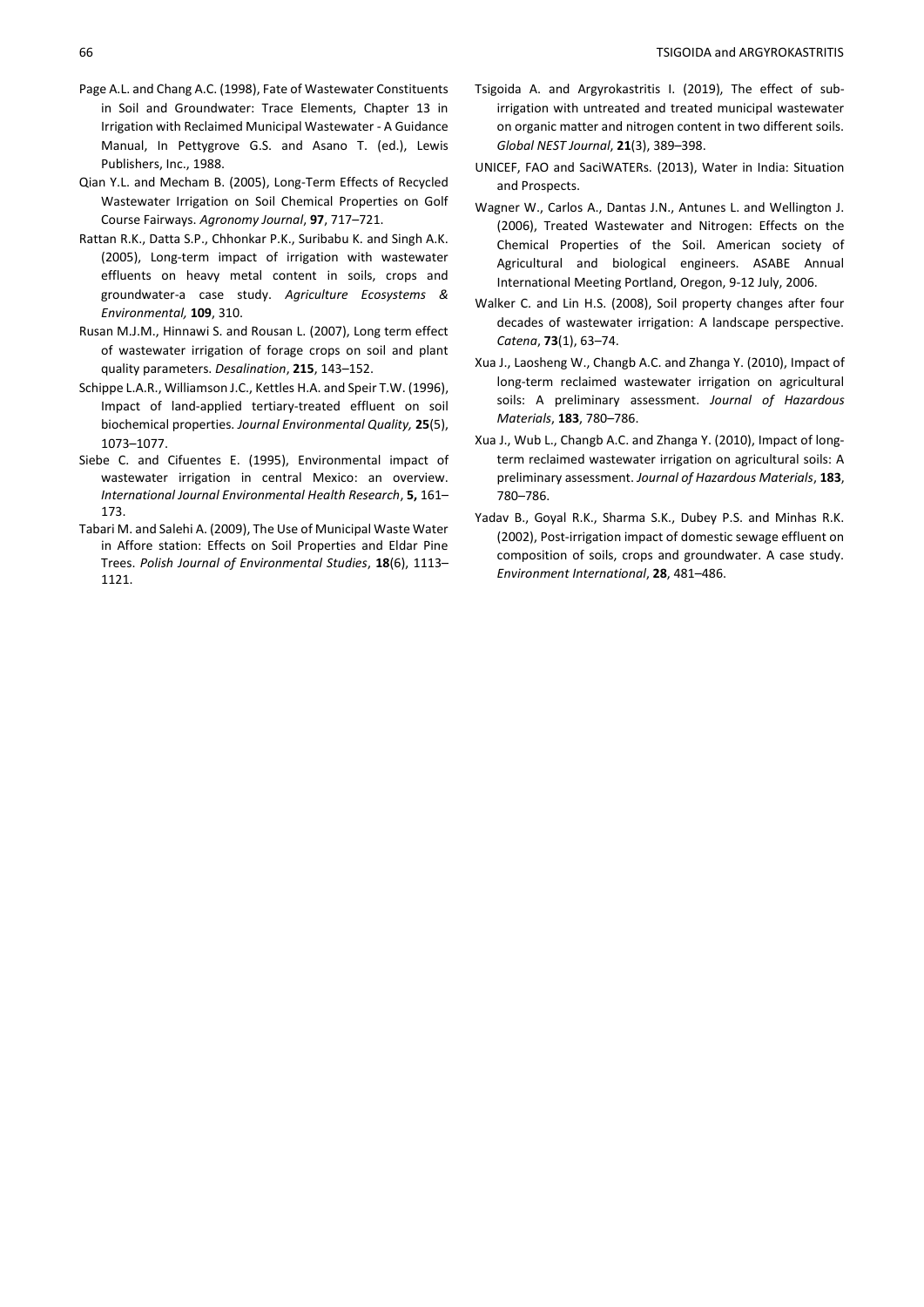Page A.L. and Chang A.C. (1998), Fate of Wastewater Constituents in Soil and Groundwater: Trace Elements, Chapter 13 in Irrigation with Reclaimed Municipal Wastewater - A Guidance Manual, In Pettygrove G.S. and Asano T. (ed.), Lewis Publishers, Inc., 1988.

Qian Y.L. and Mecham B. (2005), Long-Term Effects of Recycled Wastewater Irrigation on Soil Chemical Properties on Golf Course Fairways. *Agronomy Journal*, **97**, 717–721.

Rattan R.K., Datta S.P., Chhonkar P.K., Suribabu K. and Singh A.K. (2005), Long-term impact of irrigation with wastewater effluents on heavy metal content in soils, crops and groundwater-a case study. *Agriculture Ecosystems & Environmental,* **109**, 310.

Rusan M.J.M., Hinnawi S. and Rousan L. (2007), Long term effect of wastewater irrigation of forage crops on soil and plant quality parameters. *Desalination*, **215**, 143–152.

Schippe L.A.R., Williamson J.C., Kettles H.A. and Speir T.W. (1996), Impact of land-applied tertiary-treated effluent on soil biochemical properties. *Journal Environmental Quality,* **25**(5), 1073–1077.

Siebe C. and Cifuentes E. (1995), Environmental impact of wastewater irrigation in central Mexico: an overview. *International Journal Environmental Health Research*, **5,** 161–173.

Tabari M. and Salehi A. (2009), The Use of Municipal Waste Water in Affore station: Effects on Soil Properties and Eldar Pine Trees. *Polish Journal of Environmental Studies*, **18**(6), 1113–1121.

Tsigoida A. and Argyrokastritis I. (2019), The effect of sub-irrigation with untreated and treated municipal wastewater on organic matter and nitrogen content in two different soils. *Global NEST Journal*, **21**(3), 389–398.

UNICEF, FAO and SaciWATERs. (2013), Water in India: Situation and Prospects.

Wagner W., Carlos A., Dantas J.N., Antunes L. and Wellington J. (2006), Treated Wastewater and Nitrogen: Effects on the Chemical Properties of the Soil. American society of Agricultural and biological engineers. ASABE Annual International Meeting Portland, Oregon, 9-12 July, 2006.

Walker C. and Lin H.S. (2008), Soil property changes after four decades of wastewater irrigation: A landscape perspective. *Catena*, **73**(1), 63–74.

Xua J., Laosheng W., Changb A.C. and Zhanga Y. (2010), Impact of long-term reclaimed wastewater irrigation on agricultural soils: A preliminary assessment. *Journal of Hazardous Materials*, **183**, 780–786.

Xua J., Wub L., Changb A.C. and Zhanga Y. (2010), Impact of long-term reclaimed wastewater irrigation on agricultural soils: A preliminary assessment. *Journal of Hazardous Materials*, **183**, 780–786.

Yadav B., Goyal R.K., Sharma S.K., Dubey P.S. and Minhas R.K. (2002), Post-irrigation impact of domestic sewage effluent on composition of soils, crops and groundwater. A case study. *Environment International*, **28**, 481–486.